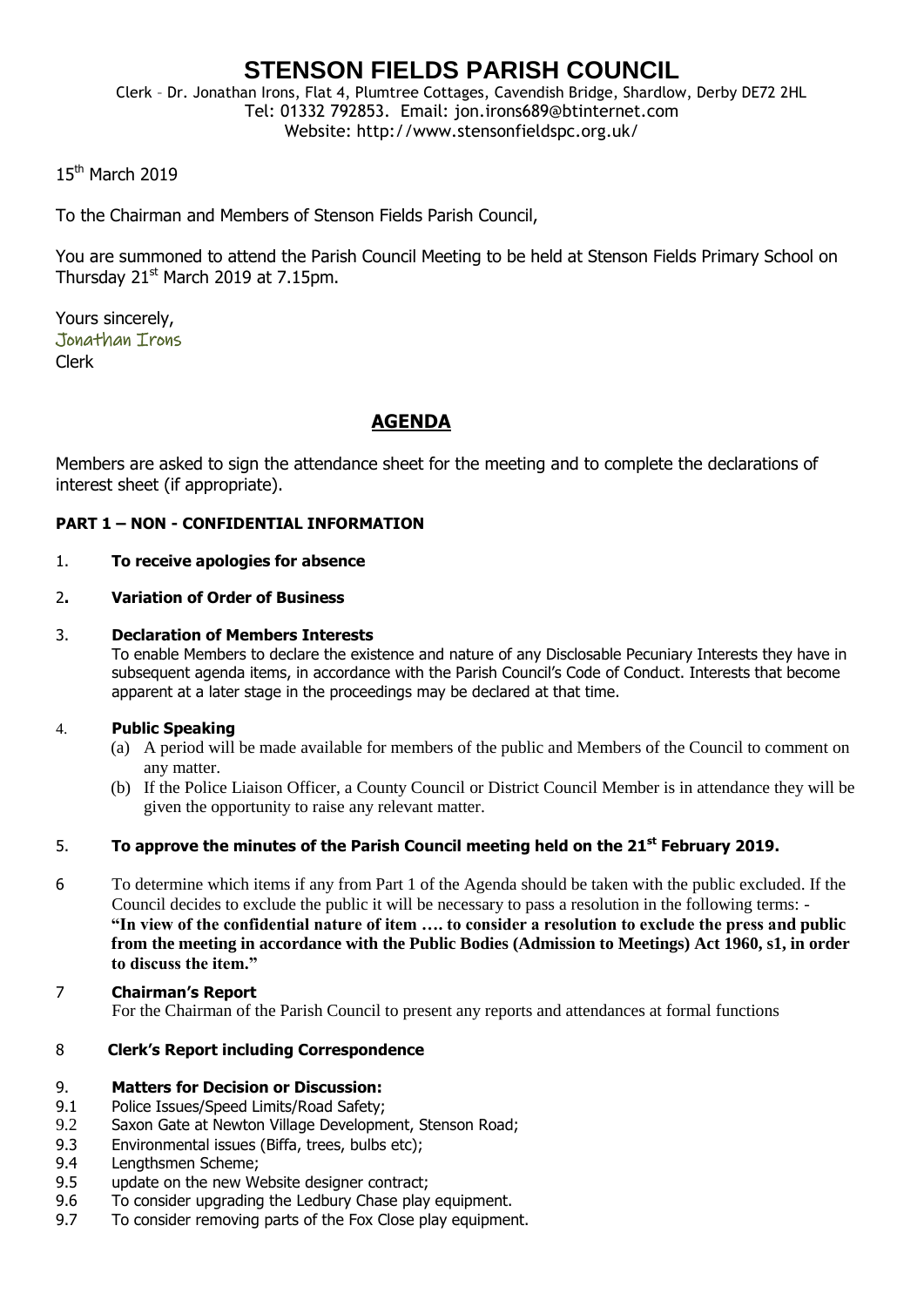# STENSON FIELDS PARISH COUNCIL

Clerk – Dr. Jonathan Irons, Flat 4, Plumtree Cottages, Cavendish Bridge, Shardlow, Derby DE72 2HL
Tel: 01332 792853. Email: jon.irons689@btinternet.com
Website: http://www.stensonfieldspc.org.uk/

15th March 2019

To the Chairman and Members of Stenson Fields Parish Council,

You are summoned to attend the Parish Council Meeting to be held at Stenson Fields Primary School on Thursday 21st March 2019 at 7.15pm.

Yours sincerely,
Jonathan Irons
Clerk

## AGENDA

Members are asked to sign the attendance sheet for the meeting and to complete the declarations of interest sheet (if appropriate).

**PART 1 – NON - CONFIDENTIAL INFORMATION**

1. **To receive apologies for absence**

2. **Variation of Order of Business**

3. **Declaration of Members Interests**
   To enable Members to declare the existence and nature of any Disclosable Pecuniary Interests they have in subsequent agenda items, in accordance with the Parish Council's Code of Conduct. Interests that become apparent at a later stage in the proceedings may be declared at that time.

4. **Public Speaking**
   (a) A period will be made available for members of the public and Members of the Council to comment on any matter.
   (b) If the Police Liaison Officer, a County Council or District Council Member is in attendance they will be given the opportunity to raise any relevant matter.

5. **To approve the minutes of the Parish Council meeting held on the 21st February 2019.**

6. To determine which items if any from Part 1 of the Agenda should be taken with the public excluded. If the Council decides to exclude the public it will be necessary to pass a resolution in the following terms: - **"In view of the confidential nature of item …. to consider a resolution to exclude the press and public from the meeting in accordance with the Public Bodies (Admission to Meetings) Act 1960, s1, in order to discuss the item."**

7. **Chairman's Report**
   For the Chairman of the Parish Council to present any reports and attendances at formal functions

8. **Clerk's Report including Correspondence**

9. **Matters for Decision or Discussion:**

9.1 Police Issues/Speed Limits/Road Safety;
9.2 Saxon Gate at Newton Village Development, Stenson Road;
9.3 Environmental issues (Biffa, trees, bulbs etc);
9.4 Lengthsmen Scheme;
9.5 update on the new Website designer contract;
9.6 To consider upgrading the Ledbury Chase play equipment.
9.7 To consider removing parts of the Fox Close play equipment.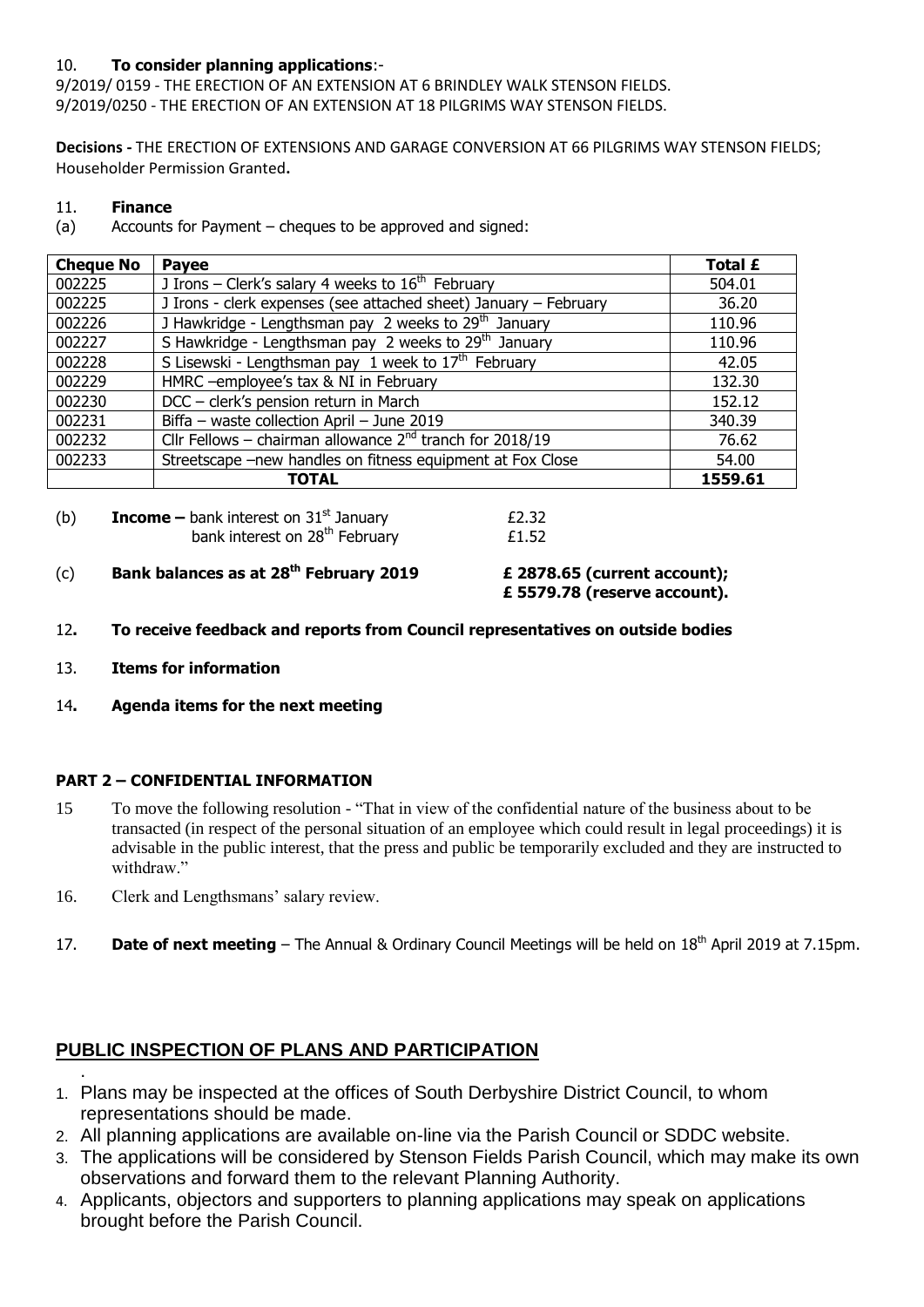10. **To consider planning applications**:-

9/2019/ 0159 - THE ERECTION OF AN EXTENSION AT 6 BRINDLEY WALK STENSON FIELDS.
9/2019/0250 - THE ERECTION OF AN EXTENSION AT 18 PILGRIMS WAY STENSON FIELDS.

**Decisions -** THE ERECTION OF EXTENSIONS AND GARAGE CONVERSION AT 66 PILGRIMS WAY STENSON FIELDS; Householder Permission Granted**.**

11. **Finance**

(a) Accounts for Payment – cheques to be approved and signed:

| Cheque No | Payee | Total £ |
|---|---|---|
| 002225 | J Irons – Clerk's salary 4 weeks to 16th February | 504.01 |
| 002225 | J Irons - clerk expenses (see attached sheet) January – February | 36.20 |
| 002226 | J Hawkridge - Lengthsman pay 2 weeks to 29th January | 110.96 |
| 002227 | S Hawkridge - Lengthsman pay 2 weeks to 29th January | 110.96 |
| 002228 | S Lisewski - Lengthsman pay 1 week to 17th February | 42.05 |
| 002229 | HMRC –employee's tax & NI in February | 132.30 |
| 002230 | DCC – clerk's pension return in March | 152.12 |
| 002231 | Biffa – waste collection April – June 2019 | 340.39 |
| 002232 | Cllr Fellows – chairman allowance 2nd tranch for 2018/19 | 76.62 |
| 002233 | Streetscape –new handles on fitness equipment at Fox Close | 54.00 |
| | **TOTAL** | **1559.61** |

(b) **Income –** bank interest on 31st January £2.32
bank interest on 28th February £1.52

(c) **Bank balances as at 28th February 2019** **£ 2878.65 (current account); £ 5579.78 (reserve account).**

12**. To receive feedback and reports from Council representatives on outside bodies**

13. **Items for information**

14**. Agenda items for the next meeting**

**PART 2 – CONFIDENTIAL INFORMATION**

15 To move the following resolution - "That in view of the confidential nature of the business about to be transacted (in respect of the personal situation of an employee which could result in legal proceedings) it is advisable in the public interest, that the press and public be temporarily excluded and they are instructed to withdraw."

16. Clerk and Lengthsmans' salary review.

17. **Date of next meeting** – The Annual & Ordinary Council Meetings will be held on 18th April 2019 at 7.15pm.

## PUBLIC INSPECTION OF PLANS AND PARTICIPATION

1. Plans may be inspected at the offices of South Derbyshire District Council, to whom representations should be made.
2. All planning applications are available on-line via the Parish Council or SDDC website.
3. The applications will be considered by Stenson Fields Parish Council, which may make its own observations and forward them to the relevant Planning Authority.
4. Applicants, objectors and supporters to planning applications may speak on applications brought before the Parish Council.